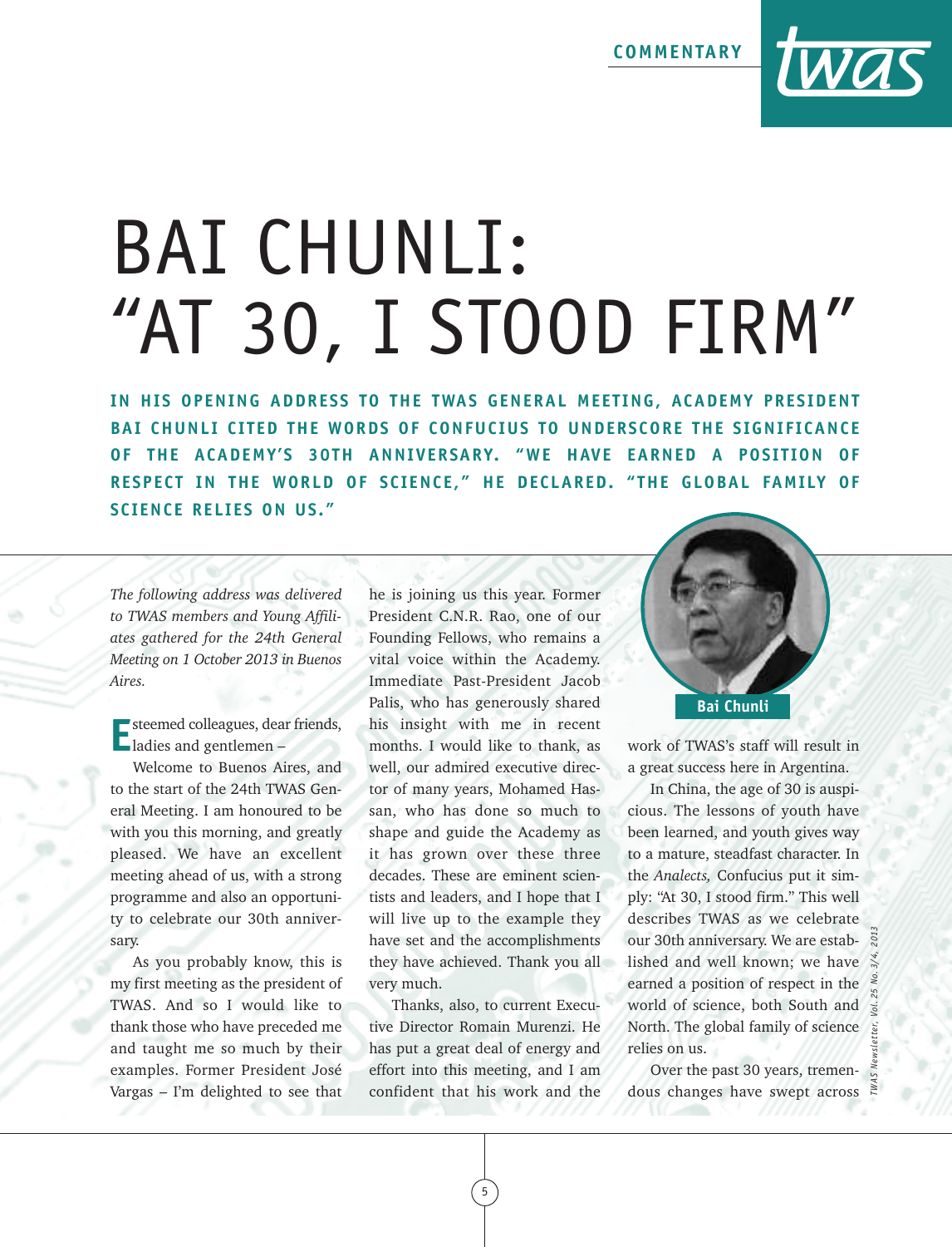COMMENTARY

# BAI CHUNLI: "AT 30, I STOOD FIRM"

**IN HIS OPENING ADDRESS TO THE TWAS GENERAL MEETING, ACADEMY PRESIDENT BAI CHUNLI CITED THE WORDS OF CONFUCIUS TO UNDERSCORE THE SIGNIFICANCE OF THE ACADEMY'S 30TH ANNIVERSARY. "WE HAVE EARNED A POSITION OF RESPECT IN THE WORLD OF SCIENCE," HE DECLARED. "THE GLOBAL FAMILY OF SCIENCE RELIES ON US."**

*The following address was delivered to TWAS members and Young Affiliates gathered for the 24th General Meeting on 1 October 2013 in Buenos Aires.*

Esteemed colleagues, dear friends, ladies and gentlemen –

Welcome to Buenos Aires, and to the start of the 24th TWAS General Meeting. I am honoured to be with you this morning, and greatly pleased. We have an excellent meeting ahead of us, with a strong programme and also an opportunity to celebrate our 30th anniversary.

As you probably know, this is my first meeting as the president of TWAS. And so I would like to thank those who have preceded me and taught me so much by their examples. Former President José Vargas – I'm delighted to see that he is joining us this year. Former President C.N.R. Rao, one of our Founding Fellows, who remains a vital voice within the Academy. Immediate Past-President Jacob Palis, who has generously shared his insight with me in recent months. I would like to thank, as well, our admired executive director of many years, Mohamed Hassan, who has done so much to shape and guide the Academy as it has grown over these three decades. These are eminent scientists and leaders, and I hope that I will live up to the example they have set and the accomplishments they have achieved. Thank you all very much.

Thanks, also, to current Executive Director Romain Murenzi. He has put a great deal of energy and effort into this meeting, and I am confident that his work and the work of TWAS's staff will result in a great success here in Argentina.

Bai Chunli

In China, the age of 30 is auspicious. The lessons of youth have been learned, and youth gives way to a mature, steadfast character. In the *Analects,* Confucius put it simply: "At 30, I stood firm." This well describes TWAS as we celebrate our 30th anniversary. We are established and well known; we have earned a position of respect in the world of science, both South and North. The global family of science relies on us.

Over the past 30 years, tremendous changes have swept across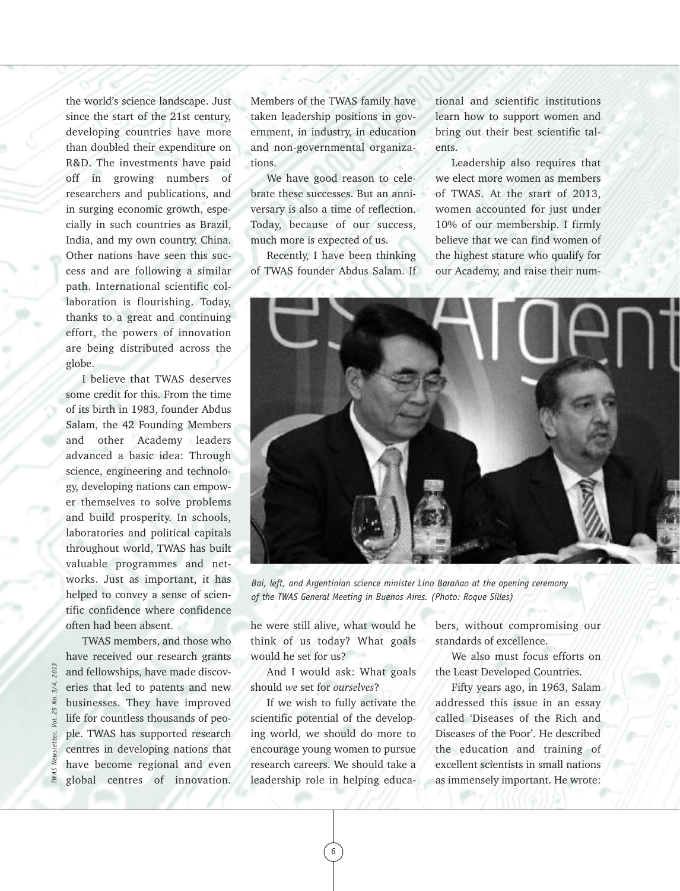the world's science landscape. Just since the start of the 21st century, developing countries have more than doubled their expenditure on R&D. The investments have paid off in growing numbers of researchers and publications, and in surging economic growth, especially in such countries as Brazil, India, and my own country, China. Other nations have seen this success and are following a similar path. International scientific collaboration is flourishing. Today, thanks to a great and continuing effort, the powers of innovation are being distributed across the globe.

I believe that TWAS deserves some credit for this. From the time of its birth in 1983, founder Abdus Salam, the 42 Founding Members and other Academy leaders advanced a basic idea: Through science, engineering and technology, developing nations can empower themselves to solve problems and build prosperity. In schools, laboratories and political capitals throughout world, TWAS has built valuable programmes and networks. Just as important, it has helped to convey a sense of scientific confidence where confidence often had been absent.

TWAS members, and those who have received our research grants and fellowships, have made discoveries that led to patents and new businesses. They have improved life for countless thousands of people. TWAS has supported research centres in developing nations that have become regional and even global centres of innovation. Members of the TWAS family have taken leadership positions in government, in industry, in education and non-governmental organizations.

We have good reason to celebrate these successes. But an anniversary is also a time of reflection. Today, because of our success, much more is expected of us.

Recently, I have been thinking of TWAS founder Abdus Salam. If he were still alive, what would he think of us today? What goals would he set for us?

And I would ask: What goals should *we* set for *ourselves*?

If we wish to fully activate the scientific potential of the developing world, we should do more to encourage young women to pursue research careers. We should take a leadership role in helping educational and scientific institutions learn how to support women and bring out their best scientific talents.

Leadership also requires that we elect more women as members of TWAS. At the start of 2013, women accounted for just under 10% of our membership. I firmly believe that we can find women of the highest stature who qualify for our Academy, and raise their numbers, without compromising our standards of excellence.

*Bai, left, and Argentinian science minister Lino Barañao at the opening ceremony of the TWAS General Meeting in Buenos Aires. (Photo: Roque Silles)*

We also must focus efforts on the Least Developed Countries.

Fifty years ago, in 1963, Salam addressed this issue in an essay called 'Diseases of the Rich and Diseases of the Poor'. He described the education and training of excellent scientists in small nations as immensely important. He wrote: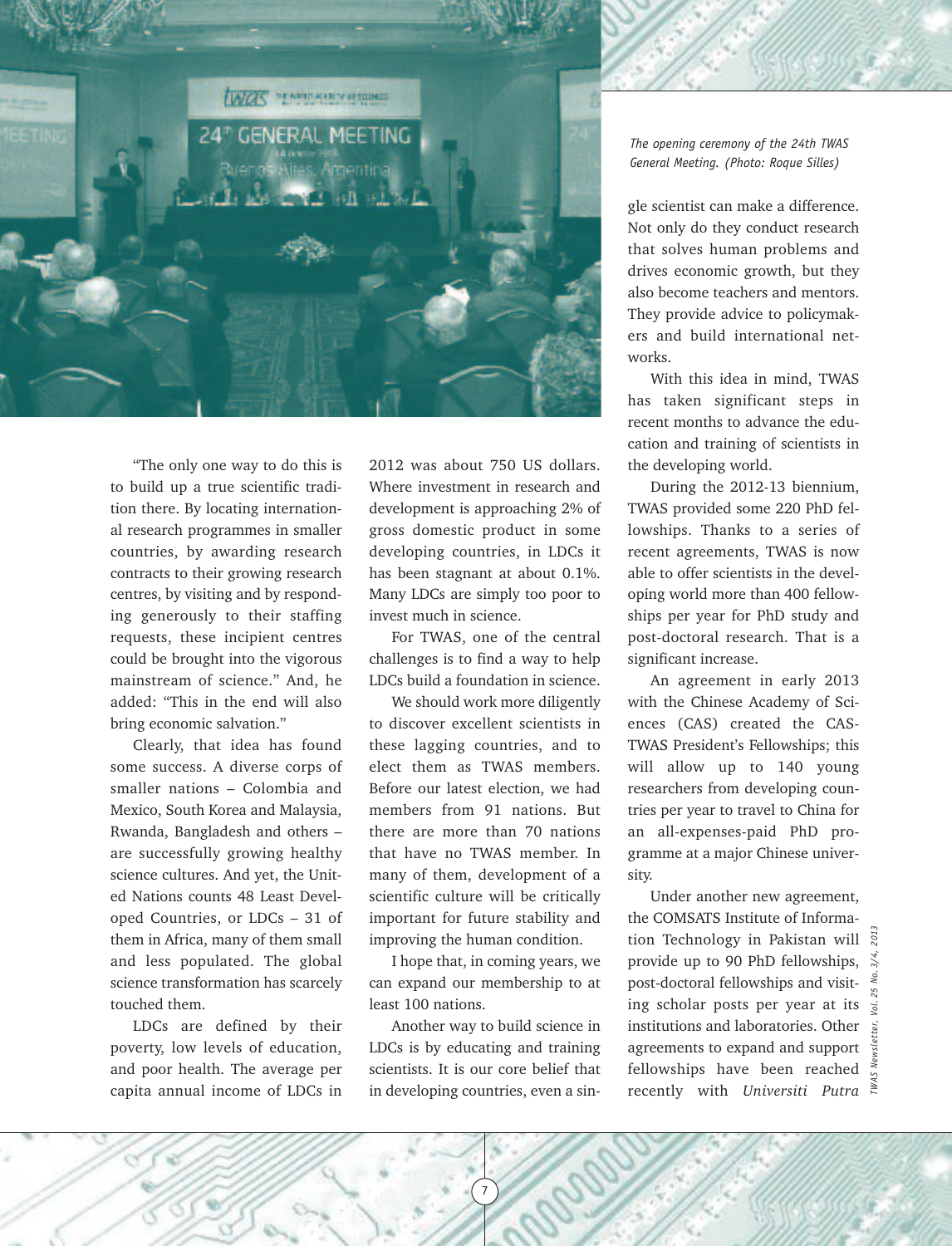The opening ceremony of the 24th TWAS General Meeting. (Photo: Roque Silles)

"The only one way to do this is to build up a true scientific tradition there. By locating international research programmes in smaller countries, by awarding research contracts to their growing research centres, by visiting and by responding generously to their staffing requests, these incipient centres could be brought into the vigorous mainstream of science." And, he added: "This in the end will also bring economic salvation."

Clearly, that idea has found some success. A diverse corps of smaller nations – Colombia and Mexico, South Korea and Malaysia, Rwanda, Bangladesh and others – are successfully growing healthy science cultures. And yet, the United Nations counts 48 Least Developed Countries, or LDCs – 31 of them in Africa, many of them small and less populated. The global science transformation has scarcely touched them.

LDCs are defined by their poverty, low levels of education, and poor health. The average per capita annual income of LDCs in 2012 was about 750 US dollars. Where investment in research and development is approaching 2% of gross domestic product in some developing countries, in LDCs it has been stagnant at about 0.1%. Many LDCs are simply too poor to invest much in science.

For TWAS, one of the central challenges is to find a way to help LDCs build a foundation in science.

We should work more diligently to discover excellent scientists in these lagging countries, and to elect them as TWAS members. Before our latest election, we had members from 91 nations. But there are more than 70 nations that have no TWAS member. In many of them, development of a scientific culture will be critically important for future stability and improving the human condition.

I hope that, in coming years, we can expand our membership to at least 100 nations.

Another way to build science in LDCs is by educating and training scientists. It is our core belief that in developing countries, even a single scientist can make a difference. Not only do they conduct research that solves human problems and drives economic growth, but they also become teachers and mentors. They provide advice to policymakers and build international networks.

With this idea in mind, TWAS has taken significant steps in recent months to advance the education and training of scientists in the developing world.

During the 2012-13 biennium, TWAS provided some 220 PhD fellowships. Thanks to a series of recent agreements, TWAS is now able to offer scientists in the developing world more than 400 fellowships per year for PhD study and post-doctoral research. That is a significant increase.

An agreement in early 2013 with the Chinese Academy of Sciences (CAS) created the CAS-TWAS President's Fellowships; this will allow up to 140 young researchers from developing countries per year to travel to China for an all-expenses-paid PhD programme at a major Chinese university.

Under another new agreement, the COMSATS Institute of Information Technology in Pakistan will provide up to 90 PhD fellowships, post-doctoral fellowships and visiting scholar posts per year at its institutions and laboratories. Other agreements to expand and support fellowships have been reached recently with *Universiti Putra*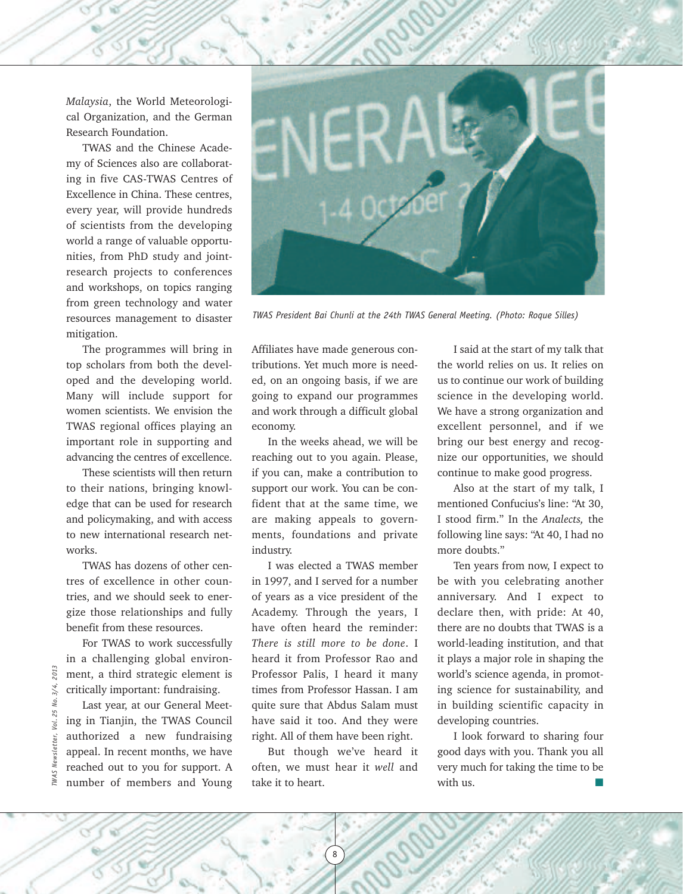*Malaysia*, the World Meteorological Organization, and the German Research Foundation.

TWAS and the Chinese Academy of Sciences also are collaborating in five CAS-TWAS Centres of Excellence in China. These centres, every year, will provide hundreds of scientists from the developing world a range of valuable opportunities, from PhD study and joint-research projects to conferences and workshops, on topics ranging from green technology and water resources management to disaster mitigation.

The programmes will bring in top scholars from both the developed and the developing world. Many will include support for women scientists. We envision the TWAS regional offices playing an important role in supporting and advancing the centres of excellence.

These scientists will then return to their nations, bringing knowledge that can be used for research and policymaking, and with access to new international research networks.

TWAS has dozens of other centres of excellence in other countries, and we should seek to energize those relationships and fully benefit from these resources.

For TWAS to work successfully in a challenging global environment, a third strategic element is critically important: fundraising.

Last year, at our General Meeting in Tianjin, the TWAS Council authorized a new fundraising appeal. In recent months, we have reached out to you for support. A number of members and Young Affiliates have made generous contributions. Yet much more is needed, on an ongoing basis, if we are going to expand our programmes and work through a difficult global economy.

In the weeks ahead, we will be reaching out to you again. Please, if you can, make a contribution to support our work. You can be confident that at the same time, we are making appeals to governments, foundations and private industry.

I was elected a TWAS member in 1997, and I served for a number of years as a vice president of the Academy. Through the years, I have often heard the reminder: *There is still more to be done*. I heard it from Professor Rao and Professor Palis, I heard it many times from Professor Hassan. I am quite sure that Abdus Salam must have said it too. And they were right. All of them have been right.

But though we've heard it often, we must hear it *well* and take it to heart.

I said at the start of my talk that the world relies on us. It relies on us to continue our work of building science in the developing world. We have a strong organization and excellent personnel, and if we bring our best energy and recognize our opportunities, we should continue to make good progress.

Also at the start of my talk, I mentioned Confucius's line: "At 30, I stood firm." In the *Analects,* the following line says: "At 40, I had no more doubts."

Ten years from now, I expect to be with you celebrating another anniversary. And I expect to declare then, with pride: At 40, there are no doubts that TWAS is a world-leading institution, and that it plays a major role in shaping the world's science agenda, in promoting science for sustainability, and in building scientific capacity in developing countries.

I look forward to sharing four good days with you. Thank you all very much for taking the time to be with us.

*TWAS President Bai Chunli at the 24th TWAS General Meeting. (Photo: Roque Silles)*